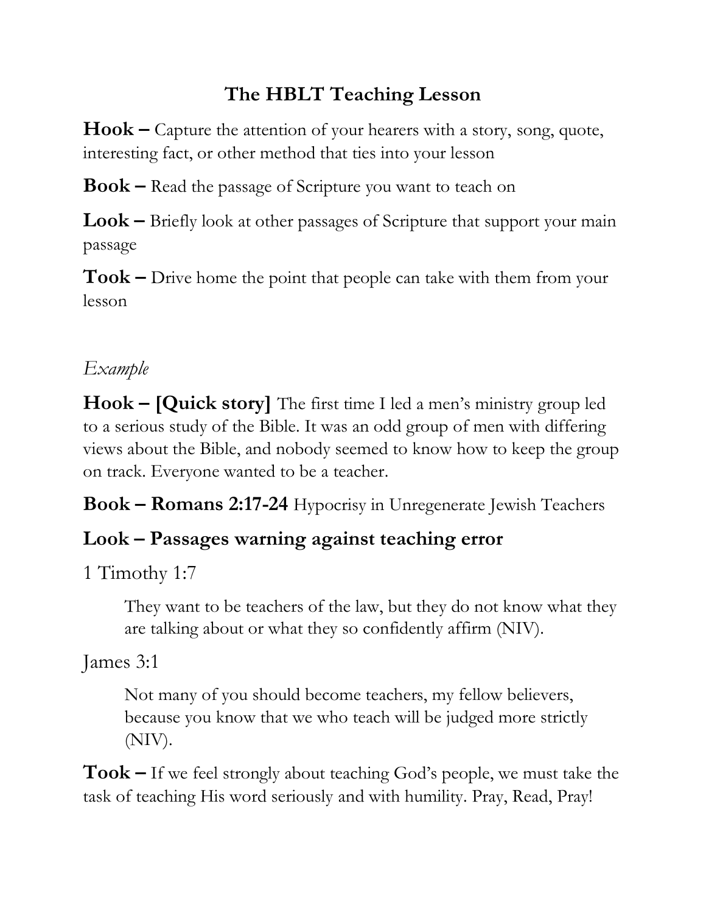# The HBLT Teaching Lesson

**Hook –** Capture the attention of your hearers with a story, song, quote, interesting fact, or other method that ties into your lesson

**Book –** Read the passage of Scripture you want to teach on

**Look –** Briefly look at other passages of Scripture that support your main passage

**Took –** Drive home the point that people can take with them from your lesson

*Example*

**Hook – [Quick story]** The first time I led a men's ministry group led to a serious study of the Bible. It was an odd group of men with differing views about the Bible, and nobody seemed to know how to keep the group on track. Everyone wanted to be a teacher.

**Book – Romans 2:17-24** Hypocrisy in Unregenerate Jewish Teachers

**Look – Passages warning against teaching error**

1 Timothy 1:7

> They want to be teachers of the law, but they do not know what they are talking about or what they so confidently affirm (NIV).

James 3:1

> Not many of you should become teachers, my fellow believers, because you know that we who teach will be judged more strictly (NIV).

**Took –** If we feel strongly about teaching God's people, we must take the task of teaching His word seriously and with humility. Pray, Read, Pray!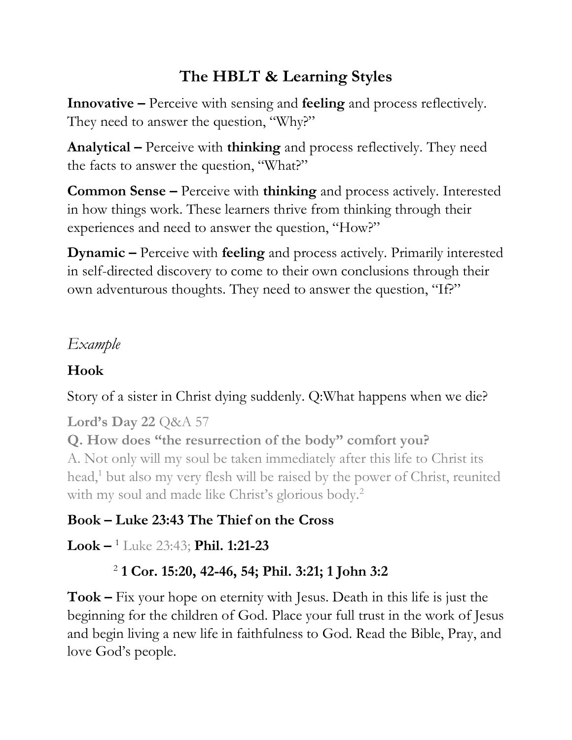# The HBLT & Learning Styles

**Innovative –** Perceive with sensing and **feeling** and process reflectively. They need to answer the question, "Why?"

**Analytical –** Perceive with **thinking** and process reflectively. They need the facts to answer the question, "What?"

**Common Sense –** Perceive with **thinking** and process actively. Interested in how things work. These learners thrive from thinking through their experiences and need to answer the question, "How?"

**Dynamic –** Perceive with **feeling** and process actively. Primarily interested in self-directed discovery to come to their own conclusions through their own adventurous thoughts. They need to answer the question, "If?"

*Example*

**Hook**

Story of a sister in Christ dying suddenly. Q:What happens when we die?

**Lord's Day 22** Q&A 57

**Q. How does "the resurrection of the body" comfort you?**

A. Not only will my soul be taken immediately after this life to Christ its head,[1] but also my very flesh will be raised by the power of Christ, reunited with my soul and made like Christ's glorious body.[2]

**Book – Luke 23:43 The Thief on the Cross**

**Look –** [1] Luke 23:43; **Phil. 1:21-23**

[2] **1 Cor. 15:20, 42-46, 54; Phil. 3:21; 1 John 3:2**

**Took –** Fix your hope on eternity with Jesus. Death in this life is just the beginning for the children of God. Place your full trust in the work of Jesus and begin living a new life in faithfulness to God. Read the Bible, Pray, and love God's people.